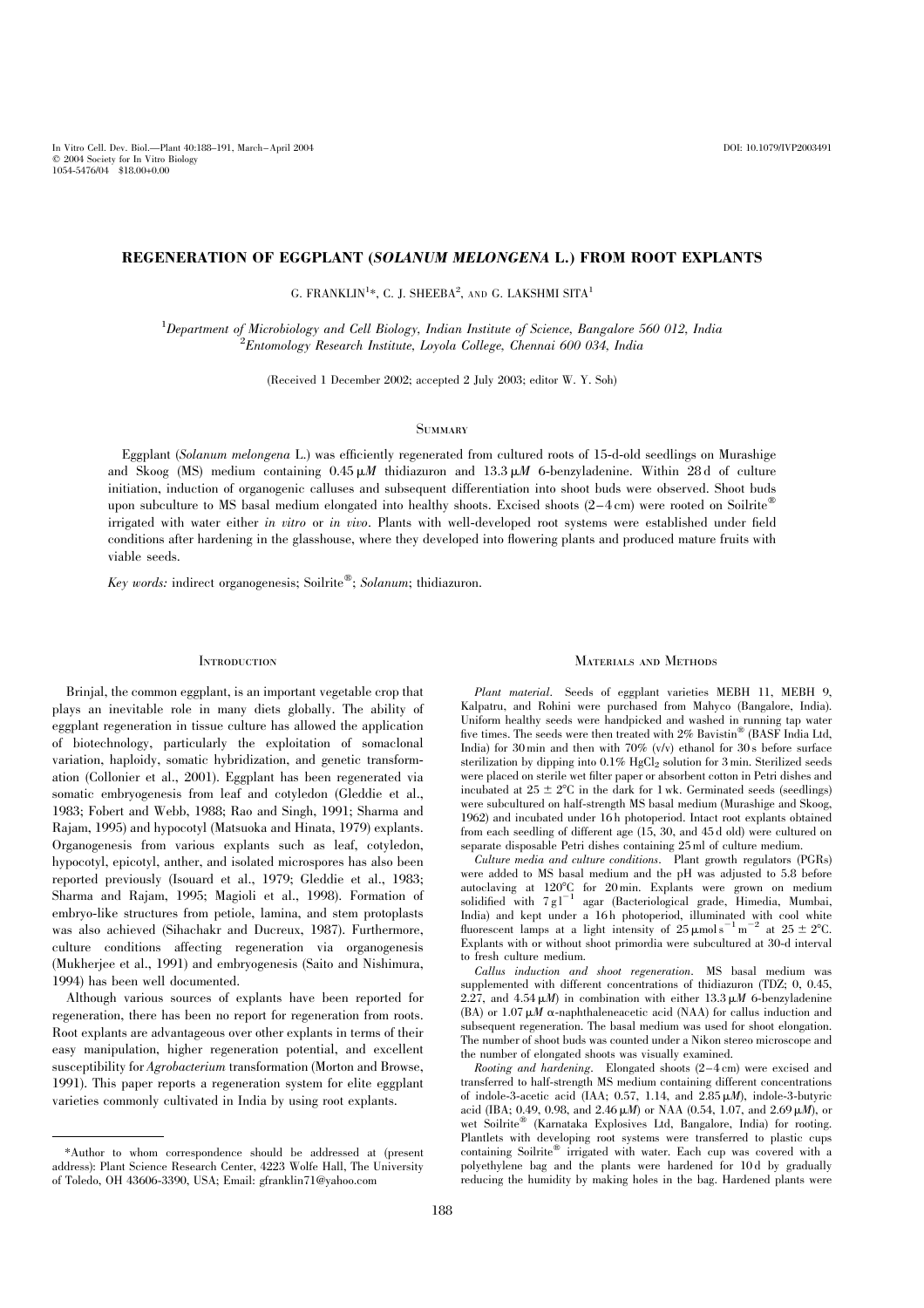# REGENERATION OF EGGPLANT (*SOLANUM MELONGENA* L.) FROM ROOT EXPLANTS

G. FRANKLIN[1]*, C. J. SHEEBA[2], AND G. LAKSHMI SITA[1]

[1]*Department of Microbiology and Cell Biology, Indian Institute of Science, Bangalore 560 012, India*
[2]*Entomology Research Institute, Loyola College, Chennai 600 034, India*

(Received 1 December 2002; accepted 2 July 2003; editor W. Y. Soh)

## Summary

Eggplant (*Solanum melongena* L.) was efficiently regenerated from cultured roots of 15-d-old seedlings on Murashige and Skoog (MS) medium containing 0.45 μ*M* thidiazuron and 13.3 μ*M* 6-benzyladenine. Within 28 d of culture initiation, induction of organogenic calluses and subsequent differentiation into shoot buds were observed. Shoot buds upon subculture to MS basal medium elongated into healthy shoots. Excised shoots (2–4 cm) were rooted on Soilrite® irrigated with water either *in vitro* or *in vivo*. Plants with well-developed root systems were established under field conditions after hardening in the glasshouse, where they developed into flowering plants and produced mature fruits with viable seeds.

*Key words:* indirect organogenesis; Soilrite®; *Solanum*; thidiazuron.

## Introduction

Brinjal, the common eggplant, is an important vegetable crop that plays an inevitable role in many diets globally. The ability of eggplant regeneration in tissue culture has allowed the application of biotechnology, particularly the exploitation of somaclonal variation, haploidy, somatic hybridization, and genetic transformation (Collonier et al., 2001). Eggplant has been regenerated via somatic embryogenesis from leaf and cotyledon (Gleddie et al., 1983; Fobert and Webb, 1988; Rao and Singh, 1991; Sharma and Rajam, 1995) and hypocotyl (Matsuoka and Hinata, 1979) explants. Organogenesis from various explants such as leaf, cotyledon, hypocotyl, epicotyl, anther, and isolated microspores has also been reported previously (Isouard et al., 1979; Gleddie et al., 1983; Sharma and Rajam, 1995; Magioli et al., 1998). Formation of embryo-like structures from petiole, lamina, and stem protoplasts was also achieved (Sihachakr and Ducreux, 1987). Furthermore, culture conditions affecting regeneration via organogenesis (Mukherjee et al., 1991) and embryogenesis (Saito and Nishimura, 1994) has been well documented.

Although various sources of explants have been reported for regeneration, there has been no report for regeneration from roots. Root explants are advantageous over other explants in terms of their easy manipulation, higher regeneration potential, and excellent susceptibility for *Agrobacterium* transformation (Morton and Browse, 1991). This paper reports a regeneration system for elite eggplant varieties commonly cultivated in India by using root explants.

## Materials and Methods

*Plant material.* Seeds of eggplant varieties MEBH 11, MEBH 9, Kalpatru, and Rohini were purchased from Mahyco (Bangalore, India). Uniform healthy seeds were handpicked and washed in running tap water five times. The seeds were then treated with 2% Bavistin® (BASF India Ltd, India) for 30 min and then with 70% (v/v) ethanol for 30 s before surface sterilization by dipping into 0.1% $HgCl_2$ solution for 3 min. Sterilized seeds were placed on sterile wet filter paper or absorbent cotton in Petri dishes and incubated at 25 ± 2°C in the dark for 1 wk. Germinated seeds (seedlings) were subcultured on half-strength MS basal medium (Murashige and Skoog, 1962) and incubated under 16 h photoperiod. Intact root explants obtained from each seedling of different age (15, 30, and 45 d old) were cultured on separate disposable Petri dishes containing 25 ml of culture medium.

*Culture media and culture conditions.* Plant growth regulators (PGRs) were added to MS basal medium and the pH was adjusted to 5.8 before autoclaving at 120°C for 20 min. Explants were grown on medium solidified with 7 g $l^{-1}$ agar (Bacteriological grade, Himedia, Mumbai, India) and kept under a 16 h photoperiod, illuminated with cool white fluorescent lamps at a light intensity of 25 μmol $s^{-1}$ $m^{-2}$ at 25 ± 2°C. Explants with or without shoot primordia were subcultured at 30-d interval to fresh culture medium.

*Callus induction and shoot regeneration.* MS basal medium was supplemented with different concentrations of thidiazuron (TDZ; 0, 0.45, 2.27, and 4.54 μ*M*) in combination with either 13.3 μ*M* 6-benzyladenine (BA) or 1.07 μ*M* α-naphthaleneacetic acid (NAA) for callus induction and subsequent regeneration. The basal medium was used for shoot elongation. The number of shoot buds was counted under a Nikon stereo microscope and the number of elongated shoots was visually examined.

*Rooting and hardening.* Elongated shoots (2–4 cm) were excised and transferred to half-strength MS medium containing different concentrations of indole-3-acetic acid (IAA; 0.57, 1.14, and 2.85 μ*M*), indole-3-butyric acid (IBA; 0.49, 0.98, and 2.46 μ*M*) or NAA (0.54, 1.07, and 2.69 μ*M*), or wet Soilrite® (Karnataka Explosives Ltd, Bangalore, India) for rooting. Plantlets with developing root systems were transferred to plastic cups containing Soilrite® irrigated with water. Each cup was covered with a polyethylene bag and the plants were hardened for 10 d by gradually reducing the humidity by making holes in the bag. Hardened plants were

---

*Author to whom correspondence should be addressed at (present address): Plant Science Research Center, 4223 Wolfe Hall, The University of Toledo, OH 43606-3390, USA; Email: gfranklin71@yahoo.com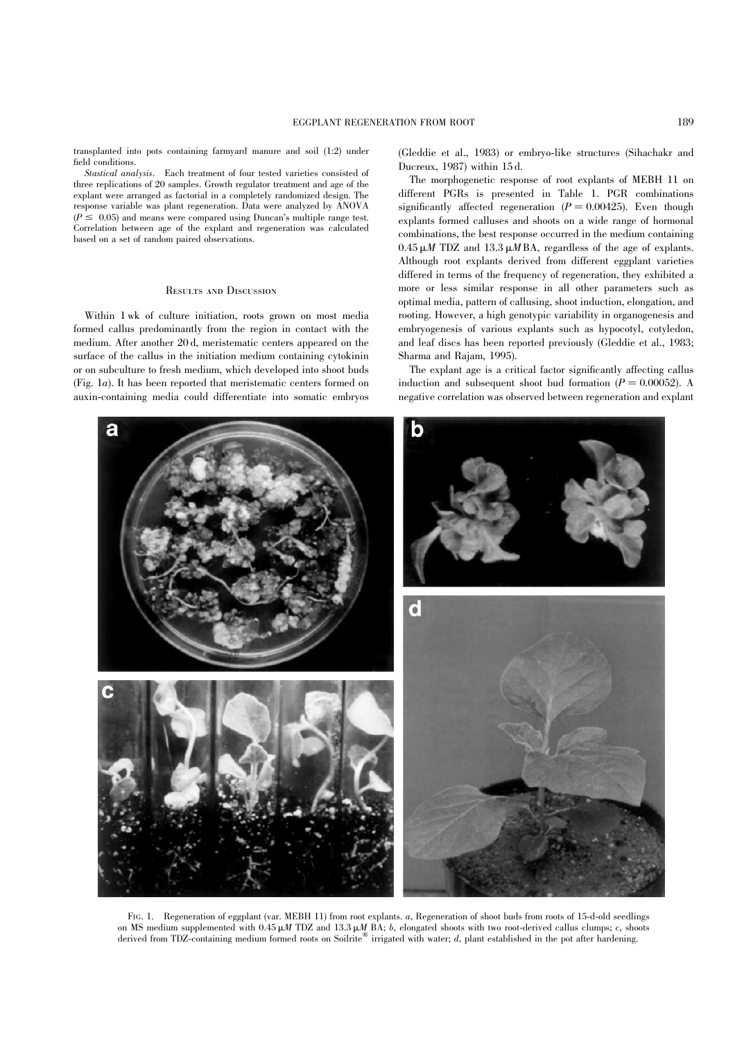transplanted into pots containing farmyard manure and soil (1:2) under field conditions.

*Stastical analysis.* Each treatment of four tested varieties consisted of three replications of 20 samples. Growth regulator treatment and age of the explant were arranged as factorial in a completely randomized design. The response variable was plant regeneration. Data were analyzed by ANOVA ($P \leq 0.05$) and means were compared using Duncan's multiple range test. Correlation between age of the explant and regeneration was calculated based on a set of random paired observations.

## Results and Discussion

Within 1 wk of culture initiation, roots grown on most media formed callus predominantly from the region in contact with the medium. After another 20 d, meristematic centers appeared on the surface of the callus in the initiation medium containing cytokinin or on subculture to fresh medium, which developed into shoot buds (Fig. 1*a*). It has been reported that meristematic centers formed on auxin-containing media could differentiate into somatic embryos (Gleddie et al., 1983) or embryo-like structures (Sihachakr and Ducreux, 1987) within 15 d.

The morphogenetic response of root explants of MEBH 11 on different PGRs is presented in Table 1. PGR combinations significantly affected regeneration ($P = 0.00425$). Even though explants formed calluses and shoots on a wide range of hormonal combinations, the best response occurred in the medium containing 0.45 μ*M* TDZ and 13.3 μ*M* BA, regardless of the age of explants. Although root explants derived from different eggplant varieties differed in terms of the frequency of regeneration, they exhibited a more or less similar response in all other parameters such as optimal media, pattern of callusing, shoot induction, elongation, and rooting. However, a high genotypic variability in organogenesis and embryogenesis of various explants such as hypocotyl, cotyledon, and leaf discs has been reported previously (Gleddie et al., 1983; Sharma and Rajam, 1995).

The explant age is a critical factor significantly affecting callus induction and subsequent shoot bud formation ($P = 0.00052$). A negative correlation was observed between regeneration and explant

Fig. 1. Regeneration of eggplant (var. MEBH 11) from root explants. *a*, Regeneration of shoot buds from roots of 15-d-old seedlings on MS medium supplemented with 0.45 μ*M* TDZ and 13.3 μ*M* BA; *b*, elongated shoots with two root-derived callus clumps; *c*, shoots derived from TDZ-containing medium formed roots on Soilrite® irrigated with water; *d*, plant established in the pot after hardening.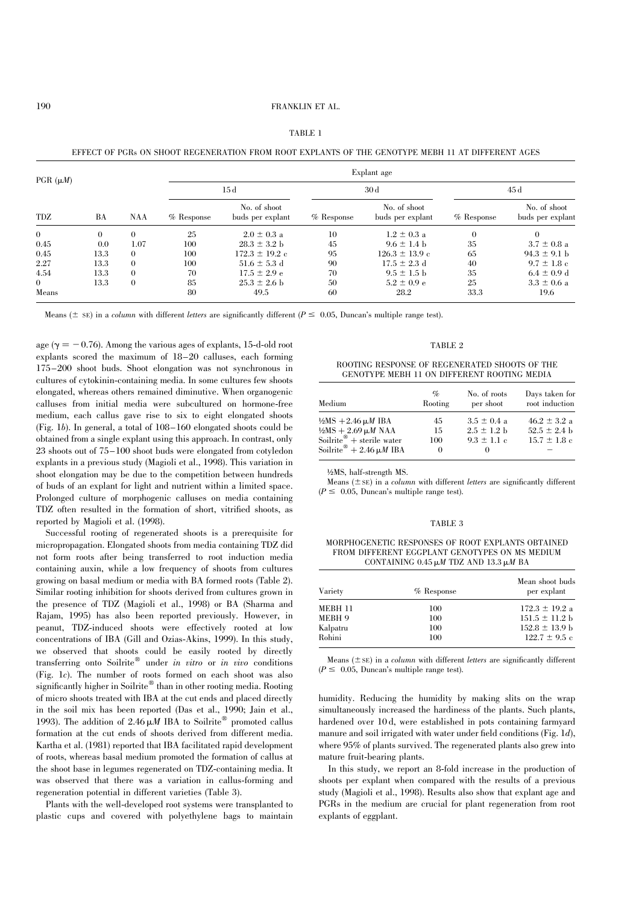TABLE 1

EFFECT OF PGRs ON SHOOT REGENERATION FROM ROOT EXPLANTS OF THE GENOTYPE MEBH 11 AT DIFFERENT AGES

| PGR (μM) | | | Explant age | | | | | |
|---|---|---|---|---|---|---|---|---|
| | | | 15 d | | 30 d | | 45 d | |
| TDZ | BA | NAA | % Response | No. of shoot buds per explant | % Response | No. of shoot buds per explant | % Response | No. of shoot buds per explant |
| 0 | 0 | 0 | 25 | 2.0 ± 0.3 a | 10 | 1.2 ± 0.3 a | 0 | 0 |
| 0.45 | 0.0 | 1.07 | 100 | 28.3 ± 3.2 b | 45 | 9.6 ± 1.4 b | 35 | 3.7 ± 0.8 a |
| 0.45 | 13.3 | 0 | 100 | 172.3 ± 19.2 c | 95 | 126.3 ± 13.9 c | 65 | 94.3 ± 9.1 b |
| 2.27 | 13.3 | 0 | 100 | 51.6 ± 5.3 d | 90 | 17.5 ± 2.3 d | 40 | 9.7 ± 1.8 c |
| 4.54 | 13.3 | 0 | 70 | 17.5 ± 2.9 e | 70 | 9.5 ± 1.5 b | 35 | 6.4 ± 0.9 d |
| 0 | 13.3 | 0 | 85 | 25.3 ± 2.6 b | 50 | 5.2 ± 0.9 e | 25 | 3.3 ± 0.6 a |
| Means | | | 80 | 49.5 | 60 | 28.2 | 33.3 | 19.6 |

Means (± SE) in a *column* with different *letters* are significantly different ($P \leq 0.05$, Duncan's multiple range test).

age ($\gamma = -0.76$). Among the various ages of explants, 15-d-old root explants scored the maximum of 18–20 calluses, each forming 175–200 shoot buds. Shoot elongation was not synchronous in cultures of cytokinin-containing media. In some cultures few shoots elongated, whereas others remained diminutive. When organogenic calluses from initial media were subcultured on hormone-free medium, each callus gave rise to six to eight elongated shoots (Fig. 1*b*). In general, a total of 108–160 elongated shoots could be obtained from a single explant using this approach. In contrast, only 23 shoots out of 75–100 shoot buds were elongated from cotyledon explants in a previous study (Magioli et al., 1998). This variation in shoot elongation may be due to the competition between hundreds of buds of an explant for light and nutrient within a limited space. Prolonged culture of morphogenic calluses on media containing TDZ often resulted in the formation of short, vitrified shoots, as reported by Magioli et al. (1998).

Successful rooting of regenerated shoots is a prerequisite for micropropagation. Elongated shoots from media containing TDZ did not form roots after being transferred to root induction media containing auxin, while a low frequency of shoots from cultures growing on basal medium or media with BA formed roots (Table 2). Similar rooting inhibition for shoots derived from cultures grown in the presence of TDZ (Magioli et al., 1998) or BA (Sharma and Rajam, 1995) has also been reported previously. However, in peanut, TDZ-induced shoots were effectively rooted at low concentrations of IBA (Gill and Ozias-Akins, 1999). In this study, we observed that shoots could be easily rooted by directly transferring onto Soilrite® under *in vitro* or *in vivo* conditions (Fig. 1*c*). The number of roots formed on each shoot was also significantly higher in Soilrite® than in other rooting media. Rooting of micro shoots treated with IBA at the cut ends and placed directly in the soil mix has been reported (Das et al., 1990; Jain et al., 1993). The addition of 2.46 μM IBA to Soilrite® promoted callus formation at the cut ends of shoots derived from different media. Kartha et al. (1981) reported that IBA facilitated rapid development of roots, whereas basal medium promoted the formation of callus at the shoot base in legumes regenerated on TDZ-containing media. It was observed that there was a variation in callus-forming and regeneration potential in different varieties (Table 3).

Plants with the well-developed root systems were transplanted to plastic cups and covered with polyethylene bags to maintain humidity. Reducing the humidity by making slits on the wrap simultaneously increased the hardiness of the plants. Such plants, hardened over 10 d, were established in pots containing farmyard manure and soil irrigated with water under field conditions (Fig. 1*d*), where 95% of plants survived. The regenerated plants also grew into mature fruit-bearing plants.

In this study, we report an 8-fold increase in the production of shoots per explant when compared with the results of a previous study (Magioli et al., 1998). Results also show that explant age and PGRs in the medium are crucial for plant regeneration from root explants of eggplant.

TABLE 2

ROOTING RESPONSE OF REGENERATED SHOOTS OF THE GENOTYPE MEBH 11 ON DIFFERENT ROOTING MEDIA

| Medium | % Rooting | No. of roots per shoot | Days taken for root induction |
|---|---|---|---|
| ½MS + 2.46 μM IBA | 45 | 3.5 ± 0.4 a | 46.2 ± 3.2 a |
| ½MS + 2.69 μM NAA | 15 | 2.5 ± 1.2 b | 52.5 ± 2.4 b |
| Soilrite® + sterile water | 100 | 9.3 ± 1.1 c | 15.7 ± 1.8 c |
| Soilrite® + 2.46 μM IBA | 0 | 0 | – |

½MS, half-strength MS.

Means (± SE) in a *column* with different *letters* are significantly different ($P \leq 0.05$, Duncan's multiple range test).

TABLE 3

MORPHOGENETIC RESPONSES OF ROOT EXPLANTS OBTAINED FROM DIFFERENT EGGPLANT GENOTYPES ON MS MEDIUM CONTAINING 0.45 μM TDZ AND 13.3 μM BA

| Variety | % Response | Mean shoot buds per explant |
|---|---|---|
| MEBH 11 | 100 | 172.3 ± 19.2 a |
| MEBH 9 | 100 | 151.5 ± 11.2 b |
| Kalpatru | 100 | 152.8 ± 13.9 b |
| Rohini | 100 | 122.7 ± 9.5 c |

Means (± SE) in a *column* with different *letters* are significantly different ($P \leq 0.05$, Duncan's multiple range test).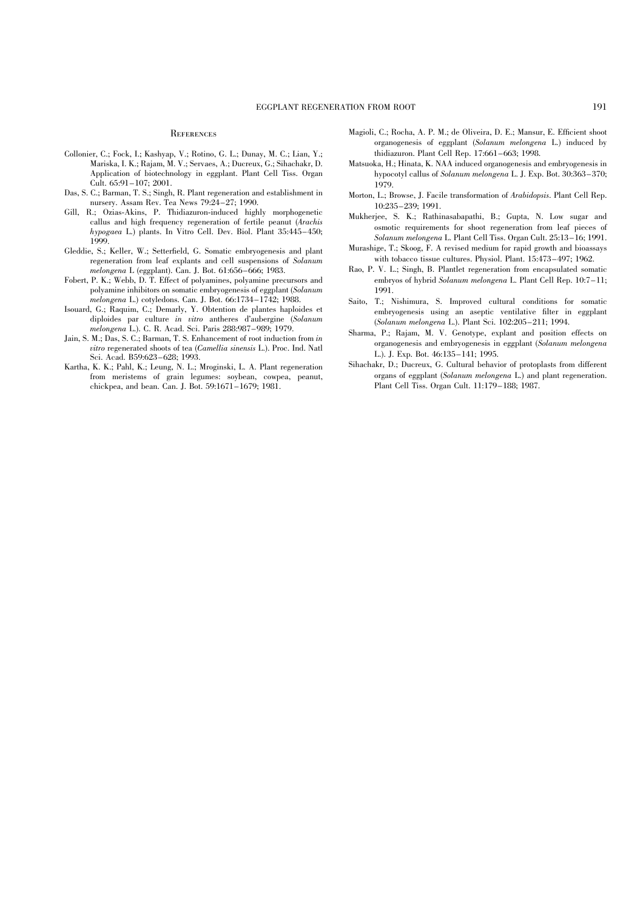## References

Collonier, C.; Fock, I.; Kashyap, V.; Rotino, G. L.; Dunay, M. C.; Lian, Y.; Mariska, I. K.; Rajam, M. V.; Servaes, A.; Ducreux, G.; Sihachakr, D. Application of biotechnology in eggplant. Plant Cell Tiss. Organ Cult. 65:91–107; 2001.

Das, S. C.; Barman, T. S.; Singh, R. Plant regeneration and establishment in nursery. Assam Rev. Tea News 79:24–27; 1990.

Gill, R.; Ozias-Akins, P. Thidiazuron-induced highly morphogenetic callus and high frequency regeneration of fertile peanut (*Arachis hypogaea* L.) plants. In Vitro Cell. Dev. Biol. Plant 35:445–450; 1999.

Gleddie, S.; Keller, W.; Setterfield, G. Somatic embryogenesis and plant regeneration from leaf explants and cell suspensions of *Solanum melongena* L (eggplant). Can. J. Bot. 61:656–666; 1983.

Fobert, P. K.; Webb, D. T. Effect of polyamines, polyamine precursors and polyamine inhibitors on somatic embryogenesis of eggplant (*Solanum melongena* L.) cotyledons. Can. J. Bot. 66:1734–1742; 1988.

Isouard, G.; Raquim, C.; Demarly, Y. Obtention de plantes haploides et diploides par culture *in vitro* antheres d'aubergine (*Solanum melongena* L.). C. R. Acad. Sci. Paris 288:987–989; 1979.

Jain, S. M.; Das, S. C.; Barman, T. S. Enhancement of root induction from *in vitro* regenerated shoots of tea (*Camellia sinensis* L.). Proc. Ind. Natl Sci. Acad. B59:623–628; 1993.

Kartha, K. K.; Pahl, K.; Leung, N. L.; Mroginski, L. A. Plant regeneration from meristems of grain legumes: soybean, cowpea, peanut, chickpea, and bean. Can. J. Bot. 59:1671–1679; 1981.

Magioli, C.; Rocha, A. P. M.; de Oliveira, D. E.; Mansur, E. Efficient shoot organogenesis of eggplant (*Solanum melongena* L.) induced by thidiazuron. Plant Cell Rep. 17:661–663; 1998.

Matsuoka, H.; Hinata, K. NAA induced organogenesis and embryogenesis in hypocotyl callus of *Solanum melongena* L. J. Exp. Bot. 30:363–370; 1979.

Morton, L.; Browse, J. Facile transformation of *Arabidopsis*. Plant Cell Rep. 10:235–239; 1991.

Mukherjee, S. K.; Rathinasabapathi, B.; Gupta, N. Low sugar and osmotic requirements for shoot regeneration from leaf pieces of *Solanum melongena* L. Plant Cell Tiss. Organ Cult. 25:13–16; 1991.

Murashige, T.; Skoog, F. A revised medium for rapid growth and bioassays with tobacco tissue cultures. Physiol. Plant. 15:473–497; 1962.

Rao, P. V. L.; Singh, B. Plantlet regeneration from encapsulated somatic embryos of hybrid *Solanum melongena* L. Plant Cell Rep. 10:7–11; 1991.

Saito, T.; Nishimura, S. Improved cultural conditions for somatic embryogenesis using an aseptic ventilative filter in eggplant (*Solanum melongena* L.). Plant Sci. 102:205–211; 1994.

Sharma, P.; Rajam, M. V. Genotype, explant and position effects on organogenesis and embryogenesis in eggplant (*Solanum melongena* L.). J. Exp. Bot. 46:135–141; 1995.

Sihachakr, D.; Ducreux, G. Cultural behavior of protoplasts from different organs of eggplant (*Solanum melongena* L.) and plant regeneration. Plant Cell Tiss. Organ Cult. 11:179–188; 1987.